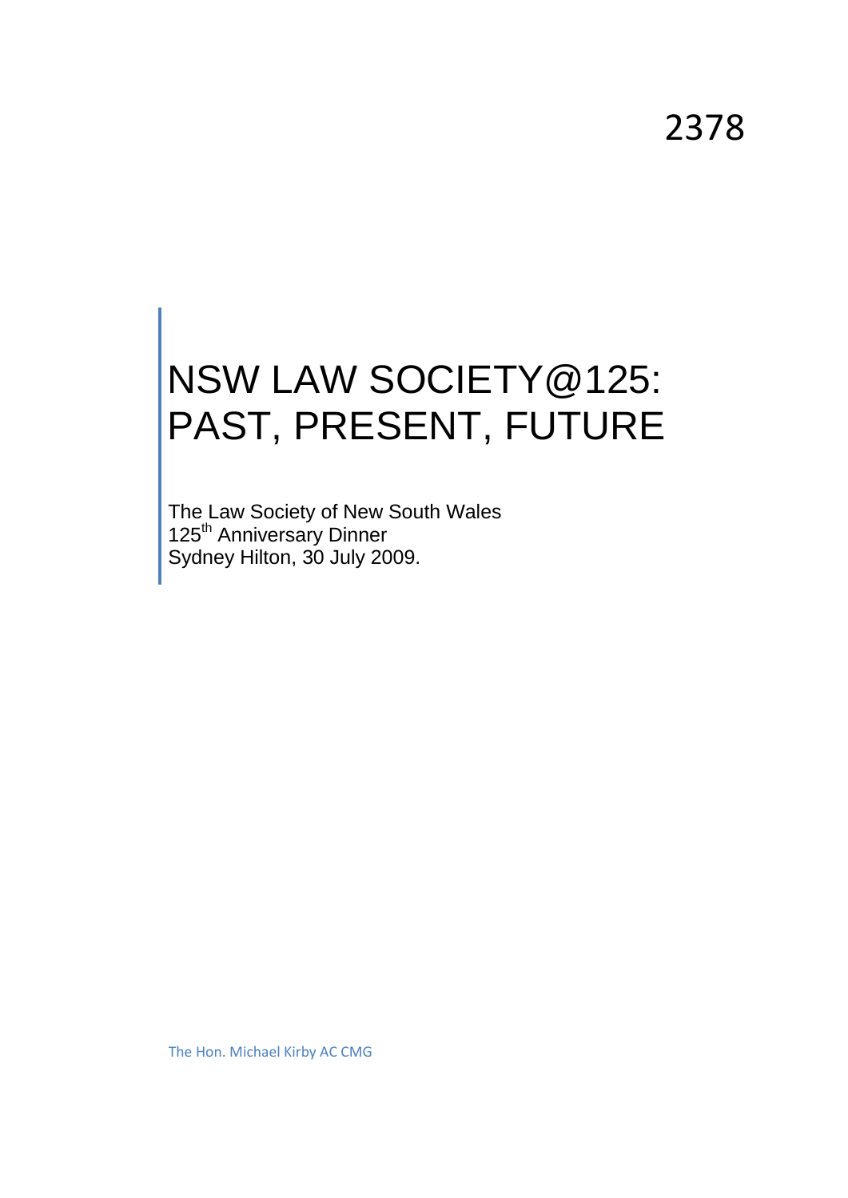2378

# NSW LAW SOCIETY@125: PAST, PRESENT, FUTURE

The Law Society of New South Wales
125th Anniversary Dinner
Sydney Hilton, 30 July 2009.

The Hon. Michael Kirby AC CMG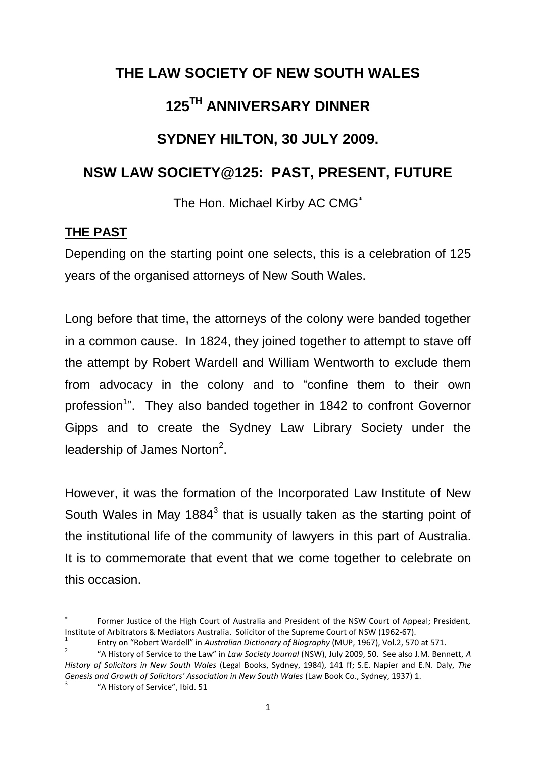# THE LAW SOCIETY OF NEW SOUTH WALES

# 125TH ANNIVERSARY DINNER

# SYDNEY HILTON, 30 JULY 2009.

# NSW LAW SOCIETY@125: PAST, PRESENT, FUTURE

The Hon. Michael Kirby AC CMG[*]

## THE PAST

Depending on the starting point one selects, this is a celebration of 125 years of the organised attorneys of New South Wales.

Long before that time, the attorneys of the colony were banded together in a common cause. In 1824, they joined together to attempt to stave off the attempt by Robert Wardell and William Wentworth to exclude them from advocacy in the colony and to "confine them to their own profession[1]". They also banded together in 1842 to confront Governor Gipps and to create the Sydney Law Library Society under the leadership of James Norton[2].

However, it was the formation of the Incorporated Law Institute of New South Wales in May 1884[3] that is usually taken as the starting point of the institutional life of the community of lawyers in this part of Australia. It is to commemorate that event that we come together to celebrate on this occasion.

---

[*] Former Justice of the High Court of Australia and President of the NSW Court of Appeal; President, Institute of Arbitrators & Mediators Australia. Solicitor of the Supreme Court of NSW (1962-67).

[1] Entry on "Robert Wardell" in *Australian Dictionary of Biography* (MUP, 1967), Vol.2, 570 at 571.

[2] "A History of Service to the Law" in *Law Society Journal* (NSW), July 2009, 50. See also J.M. Bennett, *A History of Solicitors in New South Wales* (Legal Books, Sydney, 1984), 141 ff; S.E. Napier and E.N. Daly, *The Genesis and Growth of Solicitors' Association in New South Wales* (Law Book Co., Sydney, 1937) 1.

[3] "A History of Service", Ibid. 51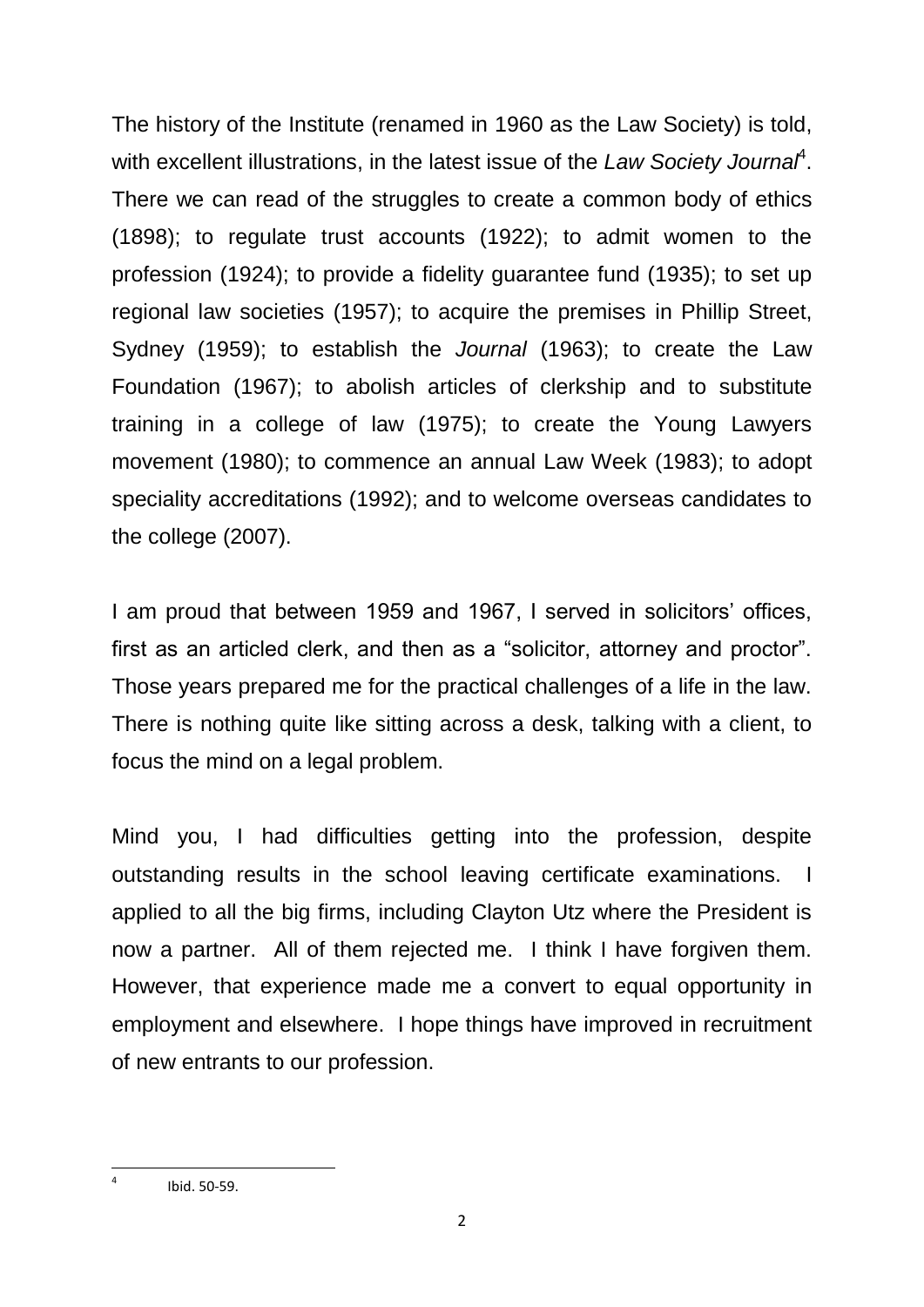The history of the Institute (renamed in 1960 as the Law Society) is told, with excellent illustrations, in the latest issue of the *Law Society Journal*[4]. There we can read of the struggles to create a common body of ethics (1898); to regulate trust accounts (1922); to admit women to the profession (1924); to provide a fidelity guarantee fund (1935); to set up regional law societies (1957); to acquire the premises in Phillip Street, Sydney (1959); to establish the *Journal* (1963); to create the Law Foundation (1967); to abolish articles of clerkship and to substitute training in a college of law (1975); to create the Young Lawyers movement (1980); to commence an annual Law Week (1983); to adopt speciality accreditations (1992); and to welcome overseas candidates to the college (2007).

I am proud that between 1959 and 1967, I served in solicitors' offices, first as an articled clerk, and then as a "solicitor, attorney and proctor". Those years prepared me for the practical challenges of a life in the law. There is nothing quite like sitting across a desk, talking with a client, to focus the mind on a legal problem.

Mind you, I had difficulties getting into the profession, despite outstanding results in the school leaving certificate examinations. I applied to all the big firms, including Clayton Utz where the President is now a partner. All of them rejected me. I think I have forgiven them. However, that experience made me a convert to equal opportunity in employment and elsewhere. I hope things have improved in recruitment of new entrants to our profession.

---

[4] Ibid. 50-59.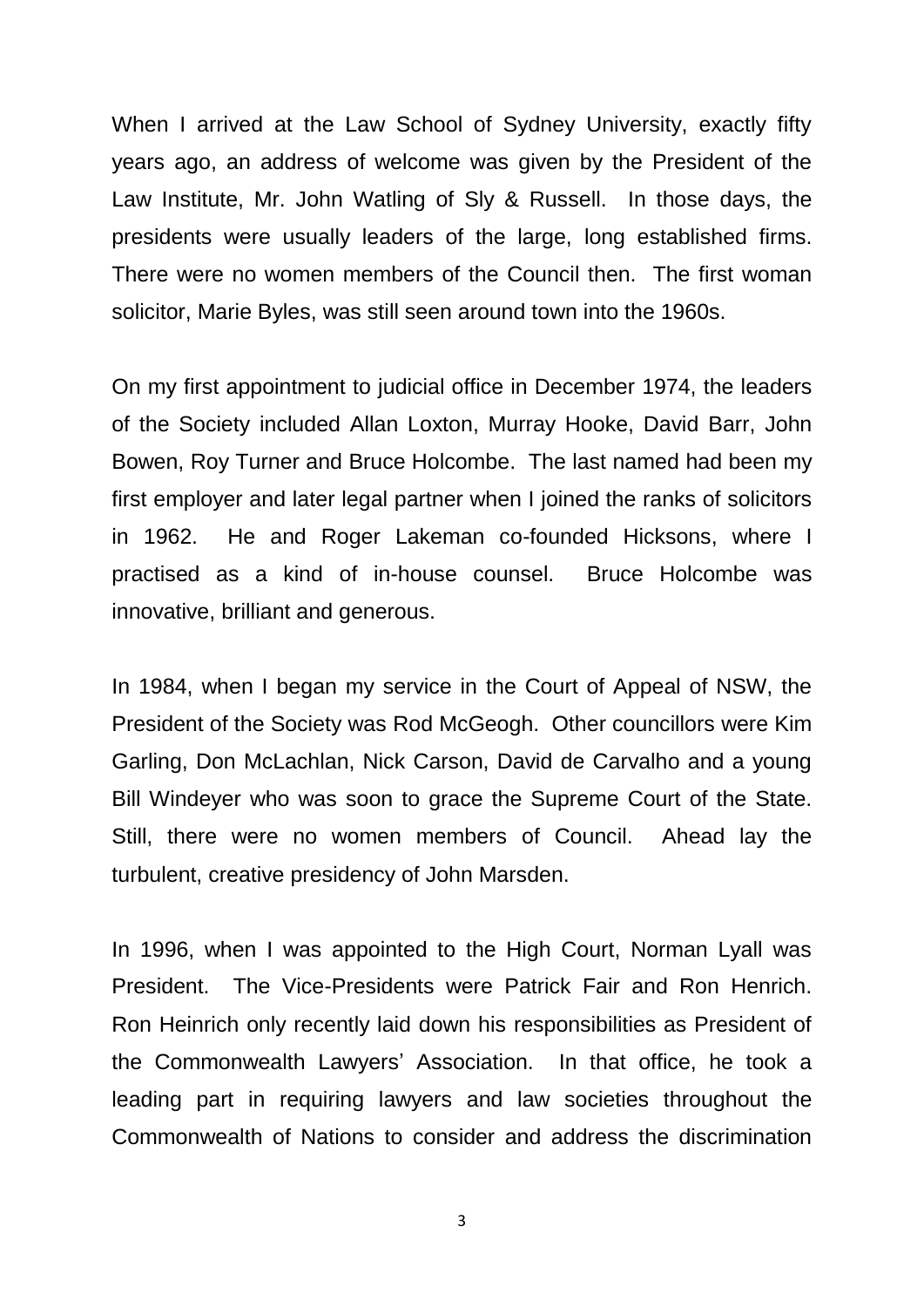When I arrived at the Law School of Sydney University, exactly fifty years ago, an address of welcome was given by the President of the Law Institute, Mr. John Watling of Sly & Russell. In those days, the presidents were usually leaders of the large, long established firms. There were no women members of the Council then. The first woman solicitor, Marie Byles, was still seen around town into the 1960s.

On my first appointment to judicial office in December 1974, the leaders of the Society included Allan Loxton, Murray Hooke, David Barr, John Bowen, Roy Turner and Bruce Holcombe. The last named had been my first employer and later legal partner when I joined the ranks of solicitors in 1962. He and Roger Lakeman co-founded Hicksons, where I practised as a kind of in-house counsel. Bruce Holcombe was innovative, brilliant and generous.

In 1984, when I began my service in the Court of Appeal of NSW, the President of the Society was Rod McGeogh. Other councillors were Kim Garling, Don McLachlan, Nick Carson, David de Carvalho and a young Bill Windeyer who was soon to grace the Supreme Court of the State. Still, there were no women members of Council. Ahead lay the turbulent, creative presidency of John Marsden.

In 1996, when I was appointed to the High Court, Norman Lyall was President. The Vice-Presidents were Patrick Fair and Ron Henrich. Ron Heinrich only recently laid down his responsibilities as President of the Commonwealth Lawyers' Association. In that office, he took a leading part in requiring lawyers and law societies throughout the Commonwealth of Nations to consider and address the discrimination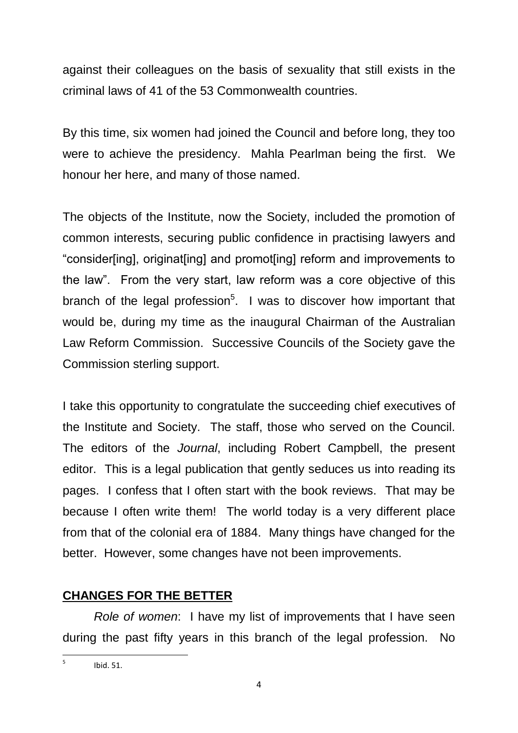against their colleagues on the basis of sexuality that still exists in the criminal laws of 41 of the 53 Commonwealth countries.

By this time, six women had joined the Council and before long, they too were to achieve the presidency. Mahla Pearlman being the first. We honour her here, and many of those named.

The objects of the Institute, now the Society, included the promotion of common interests, securing public confidence in practising lawyers and "consider[ing], originat[ing] and promot[ing] reform and improvements to the law". From the very start, law reform was a core objective of this branch of the legal profession[5]. I was to discover how important that would be, during my time as the inaugural Chairman of the Australian Law Reform Commission. Successive Councils of the Society gave the Commission sterling support.

I take this opportunity to congratulate the succeeding chief executives of the Institute and Society. The staff, those who served on the Council. The editors of the *Journal*, including Robert Campbell, the present editor. This is a legal publication that gently seduces us into reading its pages. I confess that I often start with the book reviews. That may be because I often write them! The world today is a very different place from that of the colonial era of 1884. Many things have changed for the better. However, some changes have not been improvements.

## CHANGES FOR THE BETTER

*Role of women*: I have my list of improvements that I have seen during the past fifty years in this branch of the legal profession. No

[5] Ibid. 51.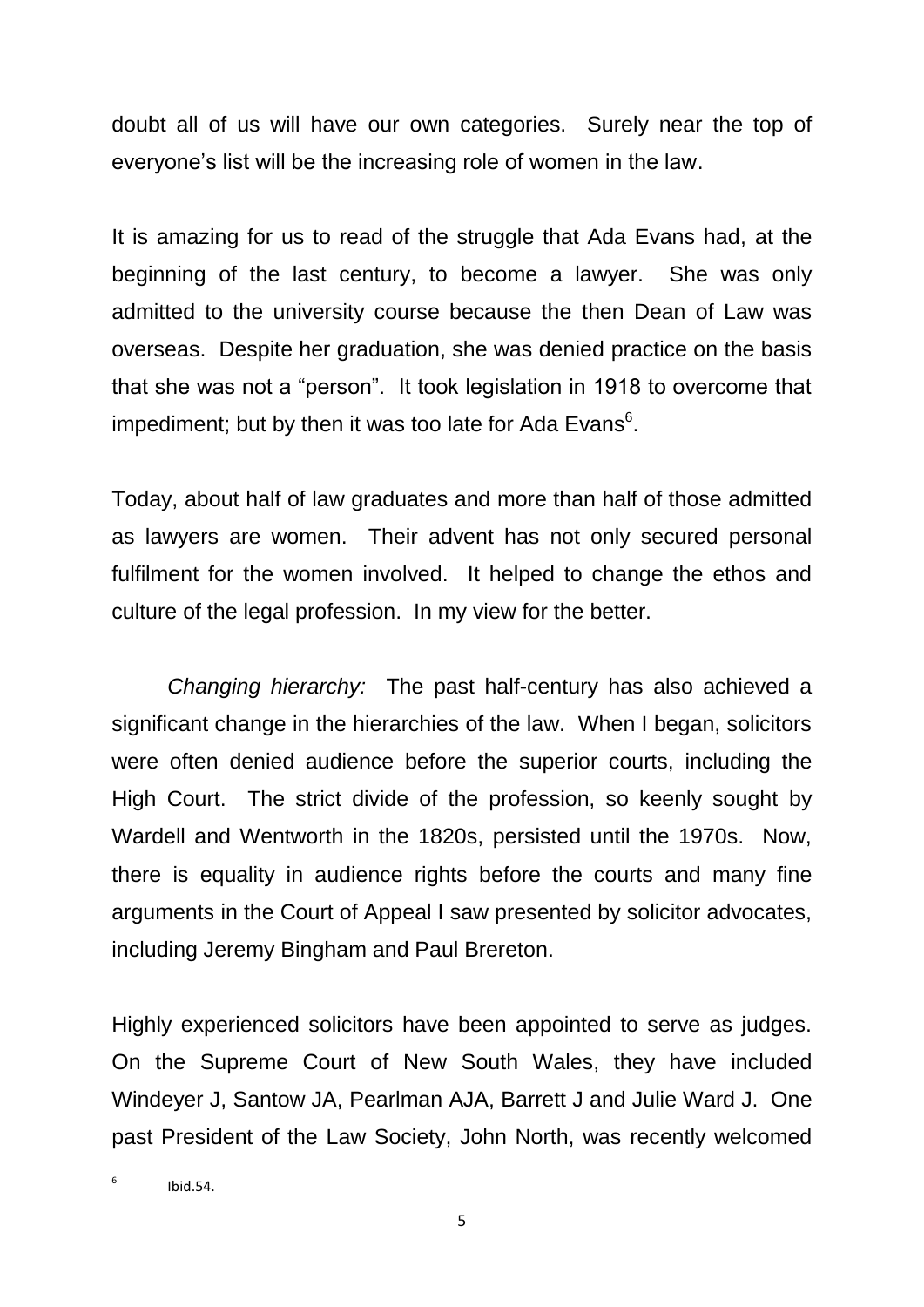doubt all of us will have our own categories. Surely near the top of everyone's list will be the increasing role of women in the law.

It is amazing for us to read of the struggle that Ada Evans had, at the beginning of the last century, to become a lawyer. She was only admitted to the university course because the then Dean of Law was overseas. Despite her graduation, she was denied practice on the basis that she was not a "person". It took legislation in 1918 to overcome that impediment; but by then it was too late for Ada Evans[6].

Today, about half of law graduates and more than half of those admitted as lawyers are women. Their advent has not only secured personal fulfilment for the women involved. It helped to change the ethos and culture of the legal profession. In my view for the better.

*Changing hierarchy:* The past half-century has also achieved a significant change in the hierarchies of the law. When I began, solicitors were often denied audience before the superior courts, including the High Court. The strict divide of the profession, so keenly sought by Wardell and Wentworth in the 1820s, persisted until the 1970s. Now, there is equality in audience rights before the courts and many fine arguments in the Court of Appeal I saw presented by solicitor advocates, including Jeremy Bingham and Paul Brereton.

Highly experienced solicitors have been appointed to serve as judges. On the Supreme Court of New South Wales, they have included Windeyer J, Santow JA, Pearlman AJA, Barrett J and Julie Ward J. One past President of the Law Society, John North, was recently welcomed

---

[6] Ibid.54.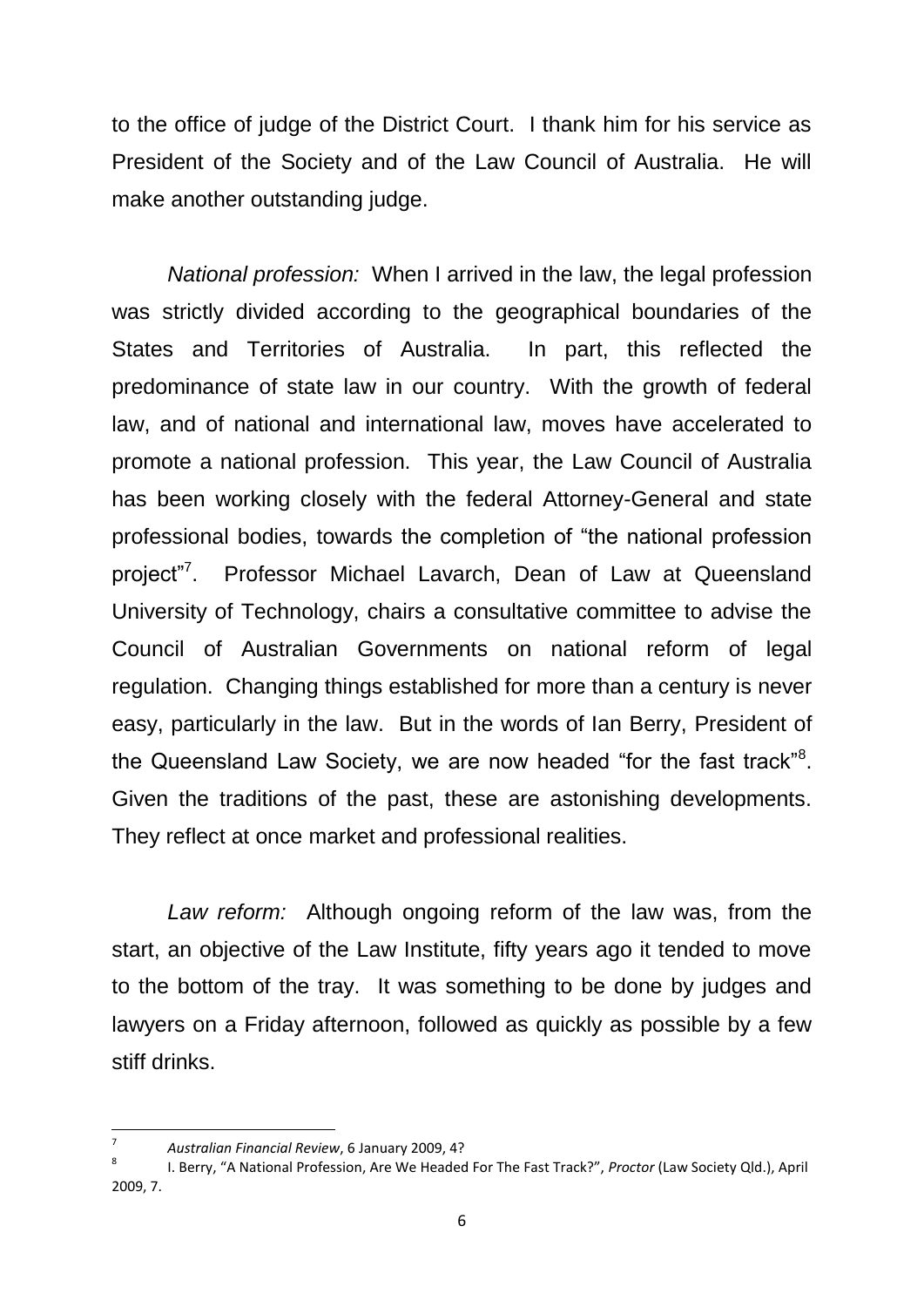to the office of judge of the District Court. I thank him for his service as President of the Society and of the Law Council of Australia. He will make another outstanding judge.

*National profession:* When I arrived in the law, the legal profession was strictly divided according to the geographical boundaries of the States and Territories of Australia. In part, this reflected the predominance of state law in our country. With the growth of federal law, and of national and international law, moves have accelerated to promote a national profession. This year, the Law Council of Australia has been working closely with the federal Attorney-General and state professional bodies, towards the completion of "the national profession project"[7]. Professor Michael Lavarch, Dean of Law at Queensland University of Technology, chairs a consultative committee to advise the Council of Australian Governments on national reform of legal regulation. Changing things established for more than a century is never easy, particularly in the law. But in the words of Ian Berry, President of the Queensland Law Society, we are now headed "for the fast track"[8]. Given the traditions of the past, these are astonishing developments. They reflect at once market and professional realities.

*Law reform:* Although ongoing reform of the law was, from the start, an objective of the Law Institute, fifty years ago it tended to move to the bottom of the tray. It was something to be done by judges and lawyers on a Friday afternoon, followed as quickly as possible by a few stiff drinks.

---

[7] *Australian Financial Review*, 6 January 2009, 4?

[8] I. Berry, "A National Profession, Are We Headed For The Fast Track?", *Proctor* (Law Society Qld.), April 2009, 7.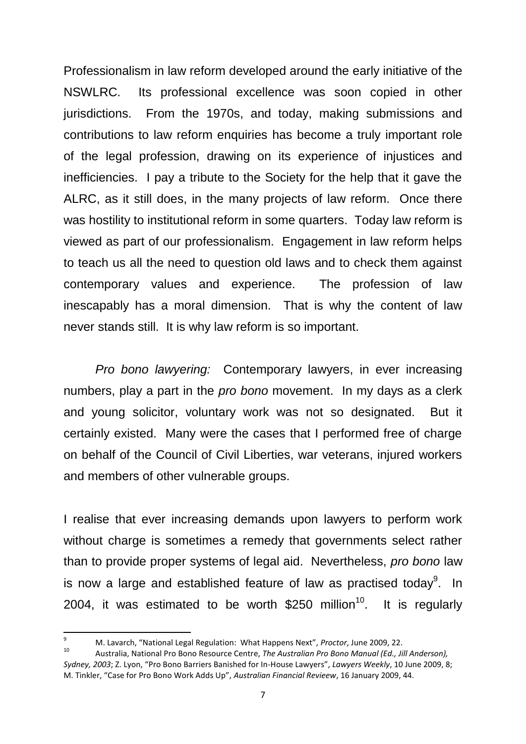Professionalism in law reform developed around the early initiative of the NSWLRC. Its professional excellence was soon copied in other jurisdictions. From the 1970s, and today, making submissions and contributions to law reform enquiries has become a truly important role of the legal profession, drawing on its experience of injustices and inefficiencies. I pay a tribute to the Society for the help that it gave the ALRC, as it still does, in the many projects of law reform. Once there was hostility to institutional reform in some quarters. Today law reform is viewed as part of our professionalism. Engagement in law reform helps to teach us all the need to question old laws and to check them against contemporary values and experience. The profession of law inescapably has a moral dimension. That is why the content of law never stands still. It is why law reform is so important.

*Pro bono lawyering:* Contemporary lawyers, in ever increasing numbers, play a part in the *pro bono* movement. In my days as a clerk and young solicitor, voluntary work was not so designated. But it certainly existed. Many were the cases that I performed free of charge on behalf of the Council of Civil Liberties, war veterans, injured workers and members of other vulnerable groups.

I realise that ever increasing demands upon lawyers to perform work without charge is sometimes a remedy that governments select rather than to provide proper systems of legal aid. Nevertheless, *pro bono* law is now a large and established feature of law as practised today[9]. In 2004, it was estimated to be worth $250 million[10]. It is regularly

---

[9] M. Lavarch, "National Legal Regulation: What Happens Next", *Proctor*, June 2009, 22.

[10] Australia, National Pro Bono Resource Centre, *The Australian Pro Bono Manual (Ed., Jill Anderson), Sydney, 2003*; Z. Lyon, "Pro Bono Barriers Banished for In-House Lawyers", *Lawyers Weekly*, 10 June 2009, 8; M. Tinkler, "Case for Pro Bono Work Adds Up", *Australian Financial Revieew*, 16 January 2009, 44.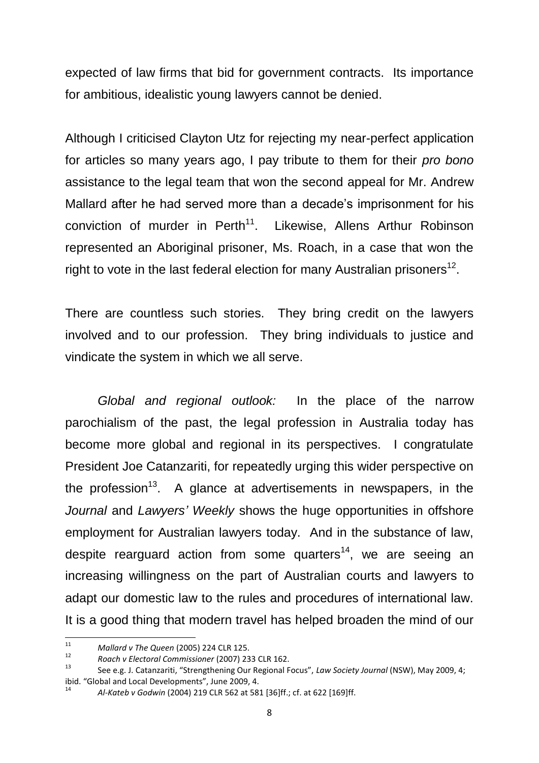expected of law firms that bid for government contracts. Its importance for ambitious, idealistic young lawyers cannot be denied.

Although I criticised Clayton Utz for rejecting my near-perfect application for articles so many years ago, I pay tribute to them for their *pro bono* assistance to the legal team that won the second appeal for Mr. Andrew Mallard after he had served more than a decade's imprisonment for his conviction of murder in Perth[11]. Likewise, Allens Arthur Robinson represented an Aboriginal prisoner, Ms. Roach, in a case that won the right to vote in the last federal election for many Australian prisoners[12].

There are countless such stories. They bring credit on the lawyers involved and to our profession. They bring individuals to justice and vindicate the system in which we all serve.

*Global and regional outlook:* In the place of the narrow parochialism of the past, the legal profession in Australia today has become more global and regional in its perspectives. I congratulate President Joe Catanzariti, for repeatedly urging this wider perspective on the profession[13]. A glance at advertisements in newspapers, in the *Journal* and *Lawyers' Weekly* shows the huge opportunities in offshore employment for Australian lawyers today. And in the substance of law, despite rearguard action from some quarters[14], we are seeing an increasing willingness on the part of Australian courts and lawyers to adapt our domestic law to the rules and procedures of international law. It is a good thing that modern travel has helped broaden the mind of our

---

[11] *Mallard v The Queen* (2005) 224 CLR 125.

[12] *Roach v Electoral Commissioner* (2007) 233 CLR 162.

[13] See e.g. J. Catanzariti, "Strengthening Our Regional Focus", *Law Society Journal* (NSW), May 2009, 4; ibid. "Global and Local Developments", June 2009, 4.

[14] *Al-Kateb v Godwin* (2004) 219 CLR 562 at 581 [36]ff.; cf. at 622 [169]ff.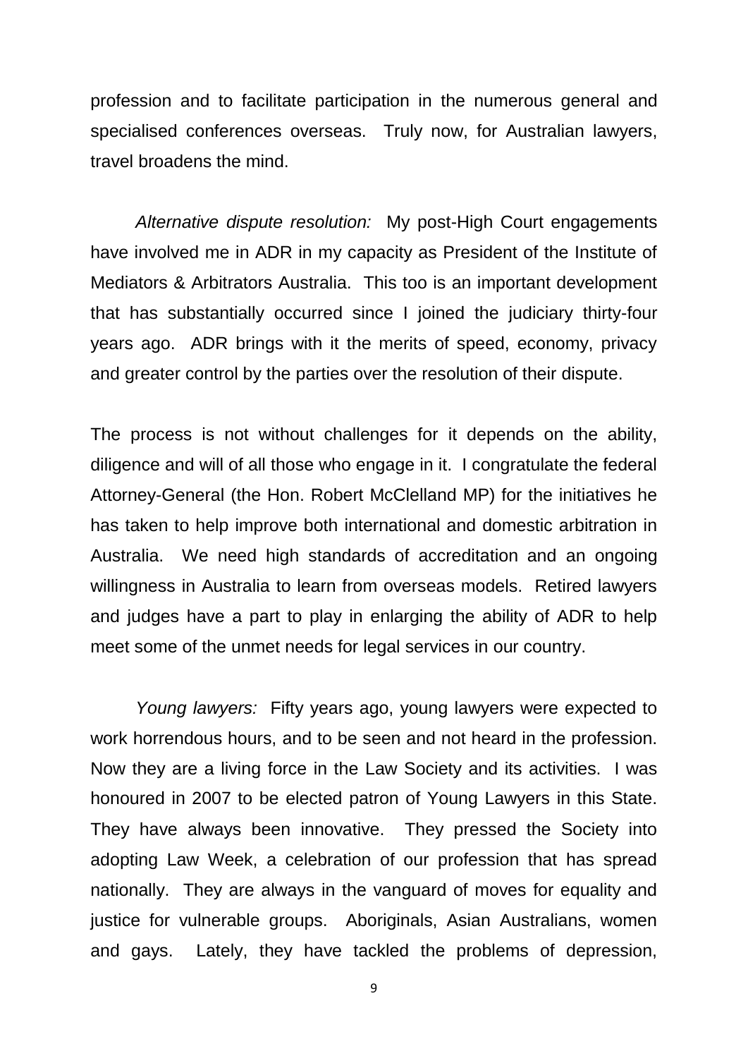profession and to facilitate participation in the numerous general and specialised conferences overseas. Truly now, for Australian lawyers, travel broadens the mind.

*Alternative dispute resolution:* My post-High Court engagements have involved me in ADR in my capacity as President of the Institute of Mediators & Arbitrators Australia. This too is an important development that has substantially occurred since I joined the judiciary thirty-four years ago. ADR brings with it the merits of speed, economy, privacy and greater control by the parties over the resolution of their dispute.

The process is not without challenges for it depends on the ability, diligence and will of all those who engage in it. I congratulate the federal Attorney-General (the Hon. Robert McClelland MP) for the initiatives he has taken to help improve both international and domestic arbitration in Australia. We need high standards of accreditation and an ongoing willingness in Australia to learn from overseas models. Retired lawyers and judges have a part to play in enlarging the ability of ADR to help meet some of the unmet needs for legal services in our country.

*Young lawyers:* Fifty years ago, young lawyers were expected to work horrendous hours, and to be seen and not heard in the profession. Now they are a living force in the Law Society and its activities. I was honoured in 2007 to be elected patron of Young Lawyers in this State. They have always been innovative. They pressed the Society into adopting Law Week, a celebration of our profession that has spread nationally. They are always in the vanguard of moves for equality and justice for vulnerable groups. Aboriginals, Asian Australians, women and gays. Lately, they have tackled the problems of depression,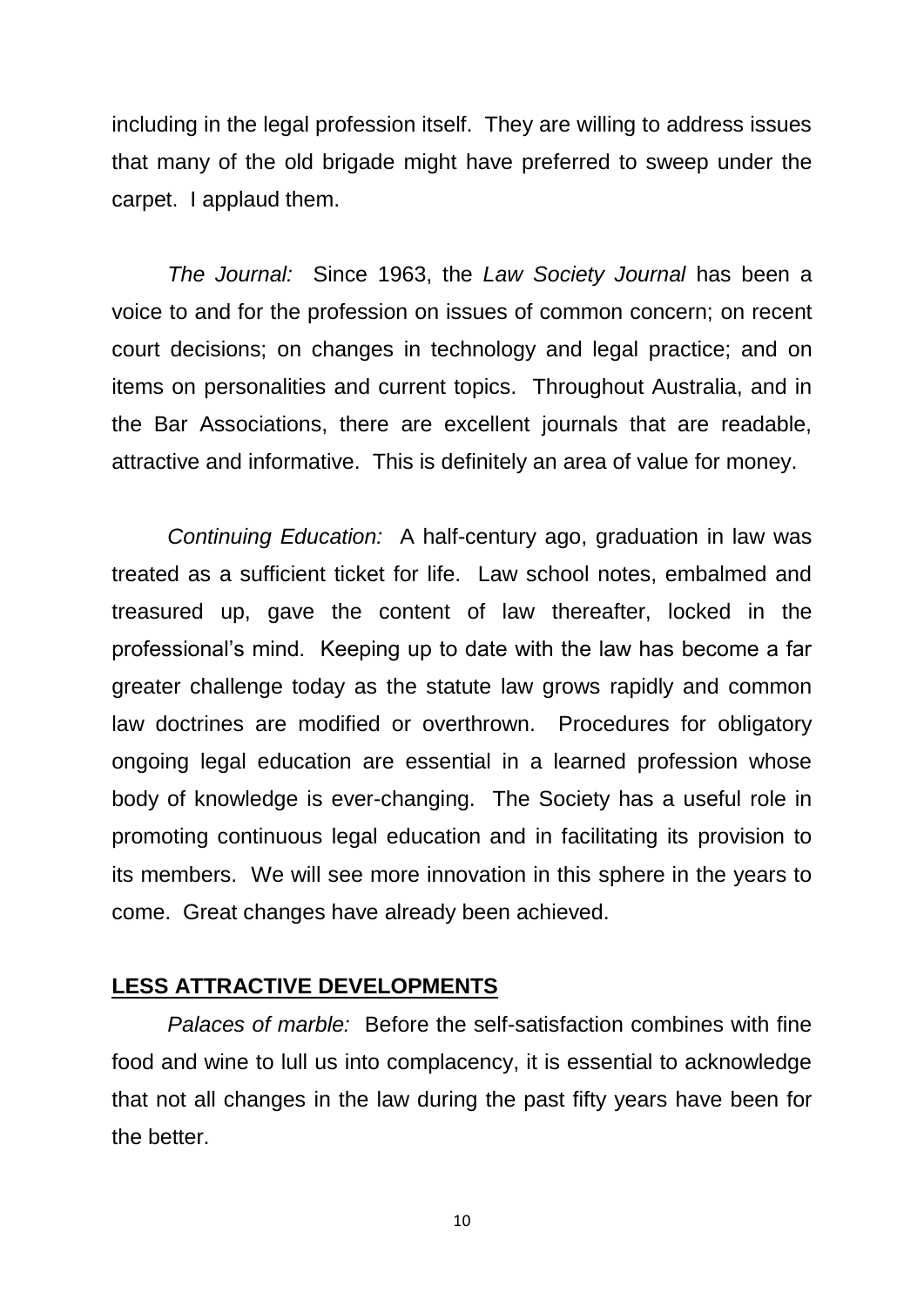including in the legal profession itself. They are willing to address issues that many of the old brigade might have preferred to sweep under the carpet. I applaud them.

*The Journal:* Since 1963, the *Law Society Journal* has been a voice to and for the profession on issues of common concern; on recent court decisions; on changes in technology and legal practice; and on items on personalities and current topics. Throughout Australia, and in the Bar Associations, there are excellent journals that are readable, attractive and informative. This is definitely an area of value for money.

*Continuing Education:* A half-century ago, graduation in law was treated as a sufficient ticket for life. Law school notes, embalmed and treasured up, gave the content of law thereafter, locked in the professional's mind. Keeping up to date with the law has become a far greater challenge today as the statute law grows rapidly and common law doctrines are modified or overthrown. Procedures for obligatory ongoing legal education are essential in a learned profession whose body of knowledge is ever-changing. The Society has a useful role in promoting continuous legal education and in facilitating its provision to its members. We will see more innovation in this sphere in the years to come. Great changes have already been achieved.

## LESS ATTRACTIVE DEVELOPMENTS

*Palaces of marble:* Before the self-satisfaction combines with fine food and wine to lull us into complacency, it is essential to acknowledge that not all changes in the law during the past fifty years have been for the better.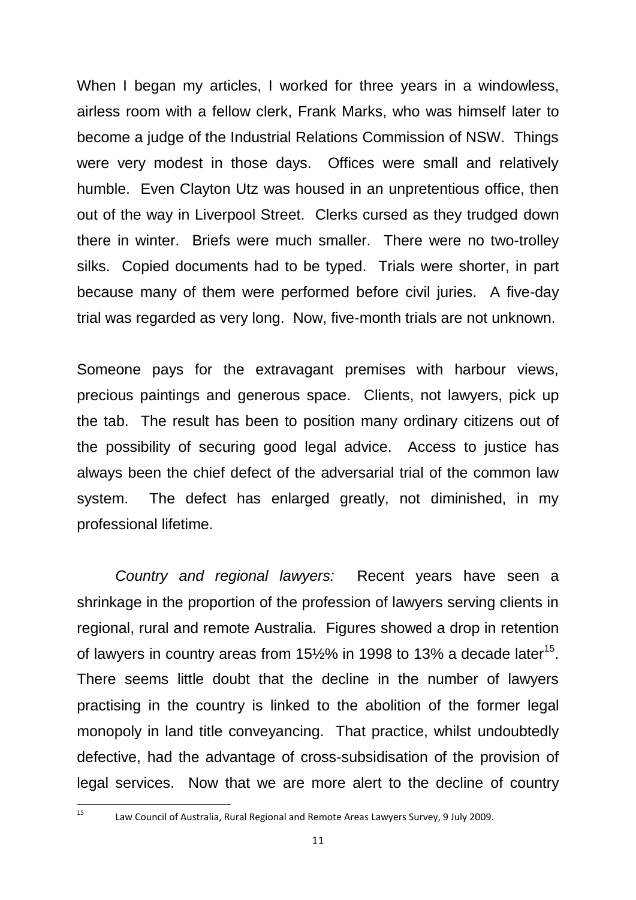When I began my articles, I worked for three years in a windowless, airless room with a fellow clerk, Frank Marks, who was himself later to become a judge of the Industrial Relations Commission of NSW. Things were very modest in those days. Offices were small and relatively humble. Even Clayton Utz was housed in an unpretentious office, then out of the way in Liverpool Street. Clerks cursed as they trudged down there in winter. Briefs were much smaller. There were no two-trolley silks. Copied documents had to be typed. Trials were shorter, in part because many of them were performed before civil juries. A five-day trial was regarded as very long. Now, five-month trials are not unknown.

Someone pays for the extravagant premises with harbour views, precious paintings and generous space. Clients, not lawyers, pick up the tab. The result has been to position many ordinary citizens out of the possibility of securing good legal advice. Access to justice has always been the chief defect of the adversarial trial of the common law system. The defect has enlarged greatly, not diminished, in my professional lifetime.

*Country and regional lawyers:* Recent years have seen a shrinkage in the proportion of the profession of lawyers serving clients in regional, rural and remote Australia. Figures showed a drop in retention of lawyers in country areas from 15½% in 1998 to 13% a decade later[15]. There seems little doubt that the decline in the number of lawyers practising in the country is linked to the abolition of the former legal monopoly in land title conveyancing. That practice, whilst undoubtedly defective, had the advantage of cross-subsidisation of the provision of legal services. Now that we are more alert to the decline of country

---

[15] Law Council of Australia, Rural Regional and Remote Areas Lawyers Survey, 9 July 2009.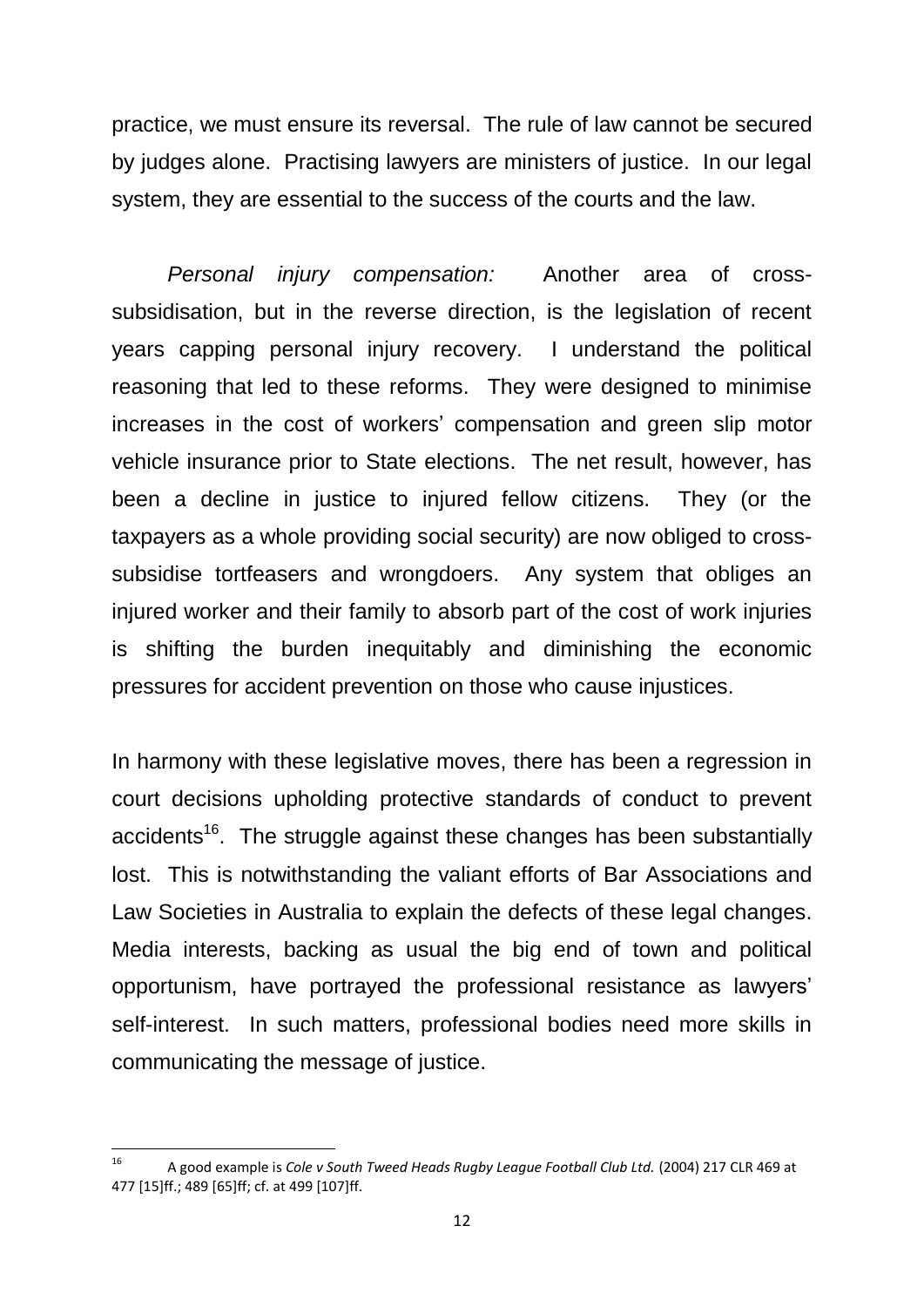practice, we must ensure its reversal. The rule of law cannot be secured by judges alone. Practising lawyers are ministers of justice. In our legal system, they are essential to the success of the courts and the law.

*Personal injury compensation:* Another area of cross-subsidisation, but in the reverse direction, is the legislation of recent years capping personal injury recovery. I understand the political reasoning that led to these reforms. They were designed to minimise increases in the cost of workers' compensation and green slip motor vehicle insurance prior to State elections. The net result, however, has been a decline in justice to injured fellow citizens. They (or the taxpayers as a whole providing social security) are now obliged to cross-subsidise tortfeasers and wrongdoers. Any system that obliges an injured worker and their family to absorb part of the cost of work injuries is shifting the burden inequitably and diminishing the economic pressures for accident prevention on those who cause injustices.

In harmony with these legislative moves, there has been a regression in court decisions upholding protective standards of conduct to prevent accidents[16]. The struggle against these changes has been substantially lost. This is notwithstanding the valiant efforts of Bar Associations and Law Societies in Australia to explain the defects of these legal changes. Media interests, backing as usual the big end of town and political opportunism, have portrayed the professional resistance as lawyers' self-interest. In such matters, professional bodies need more skills in communicating the message of justice.

---

[16] A good example is *Cole v South Tweed Heads Rugby League Football Club Ltd.* (2004) 217 CLR 469 at 477 [15]ff.; 489 [65]ff; cf. at 499 [107]ff.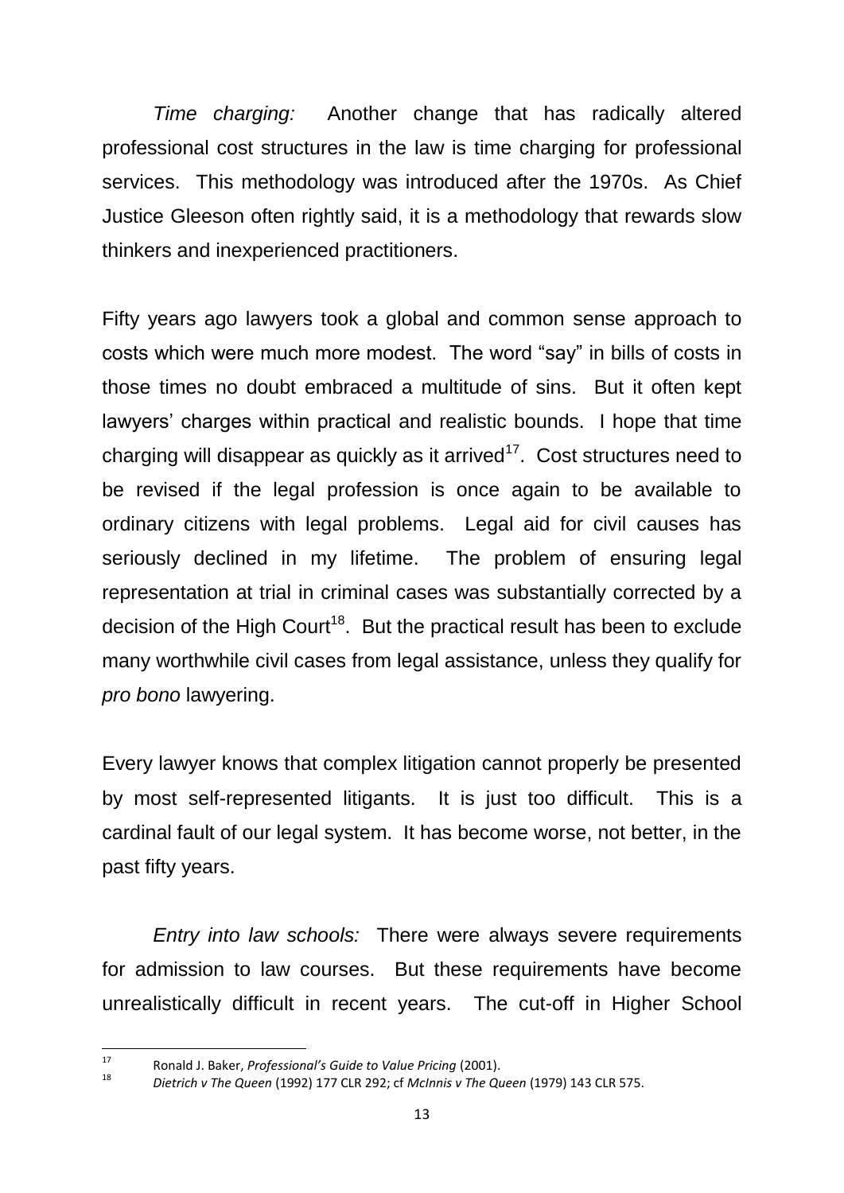*Time charging:* Another change that has radically altered professional cost structures in the law is time charging for professional services. This methodology was introduced after the 1970s. As Chief Justice Gleeson often rightly said, it is a methodology that rewards slow thinkers and inexperienced practitioners.

Fifty years ago lawyers took a global and common sense approach to costs which were much more modest. The word "say" in bills of costs in those times no doubt embraced a multitude of sins. But it often kept lawyers' charges within practical and realistic bounds. I hope that time charging will disappear as quickly as it arrived[17]. Cost structures need to be revised if the legal profession is once again to be available to ordinary citizens with legal problems. Legal aid for civil causes has seriously declined in my lifetime. The problem of ensuring legal representation at trial in criminal cases was substantially corrected by a decision of the High Court[18]. But the practical result has been to exclude many worthwhile civil cases from legal assistance, unless they qualify for *pro bono* lawyering.

Every lawyer knows that complex litigation cannot properly be presented by most self-represented litigants. It is just too difficult. This is a cardinal fault of our legal system. It has become worse, not better, in the past fifty years.

*Entry into law schools:* There were always severe requirements for admission to law courses. But these requirements have become unrealistically difficult in recent years. The cut-off in Higher School

---

[17] Ronald J. Baker, *Professional's Guide to Value Pricing* (2001).

[18] *Dietrich v The Queen* (1992) 177 CLR 292; cf *McInnis v The Queen* (1979) 143 CLR 575.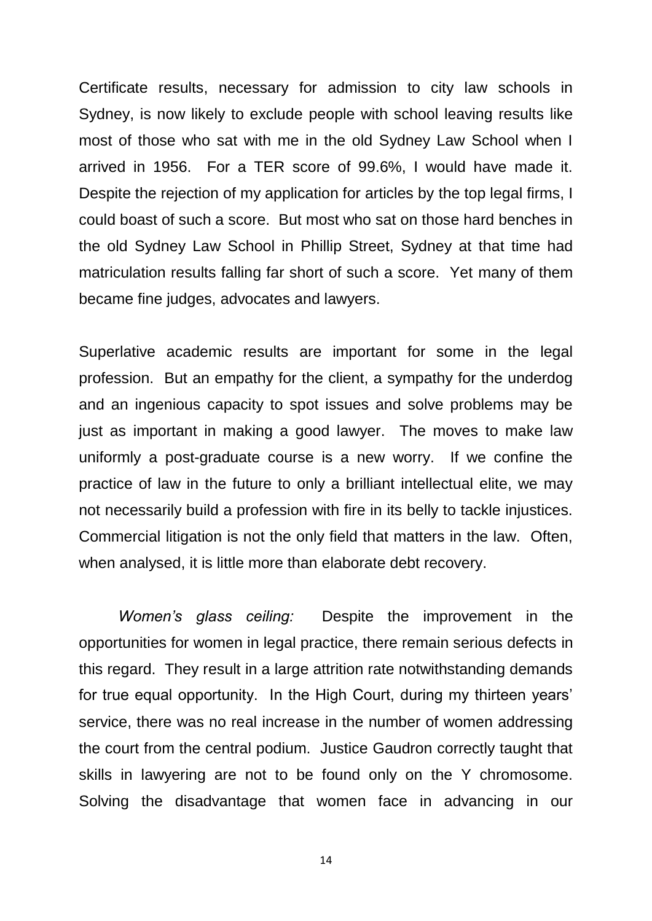Certificate results, necessary for admission to city law schools in Sydney, is now likely to exclude people with school leaving results like most of those who sat with me in the old Sydney Law School when I arrived in 1956. For a TER score of 99.6%, I would have made it. Despite the rejection of my application for articles by the top legal firms, I could boast of such a score. But most who sat on those hard benches in the old Sydney Law School in Phillip Street, Sydney at that time had matriculation results falling far short of such a score. Yet many of them became fine judges, advocates and lawyers.

Superlative academic results are important for some in the legal profession. But an empathy for the client, a sympathy for the underdog and an ingenious capacity to spot issues and solve problems may be just as important in making a good lawyer. The moves to make law uniformly a post-graduate course is a new worry. If we confine the practice of law in the future to only a brilliant intellectual elite, we may not necessarily build a profession with fire in its belly to tackle injustices. Commercial litigation is not the only field that matters in the law. Often, when analysed, it is little more than elaborate debt recovery.

*Women's glass ceiling:* Despite the improvement in the opportunities for women in legal practice, there remain serious defects in this regard. They result in a large attrition rate notwithstanding demands for true equal opportunity. In the High Court, during my thirteen years' service, there was no real increase in the number of women addressing the court from the central podium. Justice Gaudron correctly taught that skills in lawyering are not to be found only on the Y chromosome. Solving the disadvantage that women face in advancing in our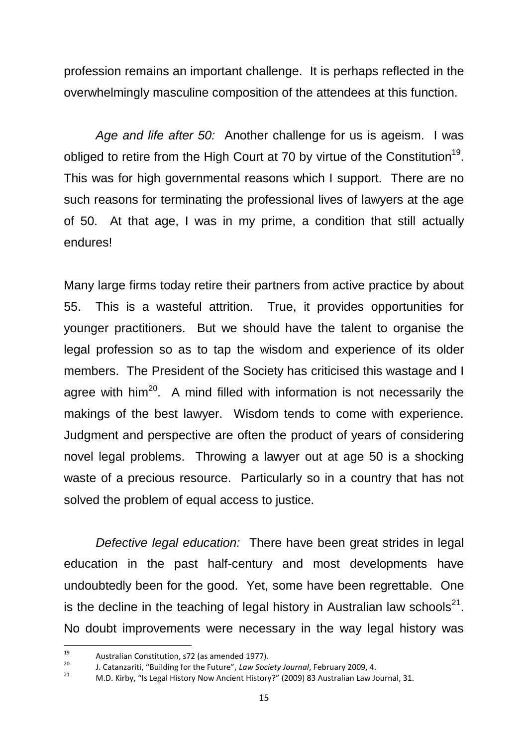profession remains an important challenge. It is perhaps reflected in the overwhelmingly masculine composition of the attendees at this function.

*Age and life after 50:* Another challenge for us is ageism. I was obliged to retire from the High Court at 70 by virtue of the Constitution[19]. This was for high governmental reasons which I support. There are no such reasons for terminating the professional lives of lawyers at the age of 50. At that age, I was in my prime, a condition that still actually endures!

Many large firms today retire their partners from active practice by about 55. This is a wasteful attrition. True, it provides opportunities for younger practitioners. But we should have the talent to organise the legal profession so as to tap the wisdom and experience of its older members. The President of the Society has criticised this wastage and I agree with him[20]. A mind filled with information is not necessarily the makings of the best lawyer. Wisdom tends to come with experience. Judgment and perspective are often the product of years of considering novel legal problems. Throwing a lawyer out at age 50 is a shocking waste of a precious resource. Particularly so in a country that has not solved the problem of equal access to justice.

*Defective legal education:* There have been great strides in legal education in the past half-century and most developments have undoubtedly been for the good. Yet, some have been regrettable. One is the decline in the teaching of legal history in Australian law schools[21]. No doubt improvements were necessary in the way legal history was

---

[19] Australian Constitution, s72 (as amended 1977).

[20] J. Catanzariti, "Building for the Future", *Law Society Journal*, February 2009, 4.

[21] M.D. Kirby, "Is Legal History Now Ancient History?" (2009) 83 Australian Law Journal, 31.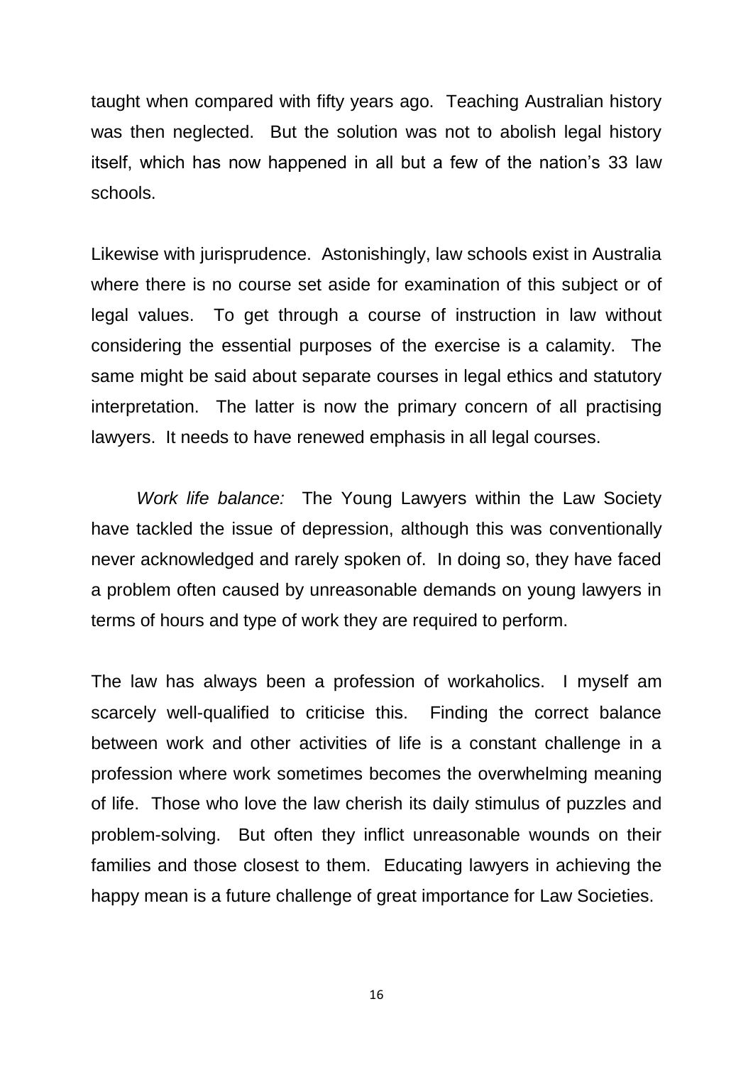taught when compared with fifty years ago. Teaching Australian history was then neglected. But the solution was not to abolish legal history itself, which has now happened in all but a few of the nation's 33 law schools.

Likewise with jurisprudence. Astonishingly, law schools exist in Australia where there is no course set aside for examination of this subject or of legal values. To get through a course of instruction in law without considering the essential purposes of the exercise is a calamity. The same might be said about separate courses in legal ethics and statutory interpretation. The latter is now the primary concern of all practising lawyers. It needs to have renewed emphasis in all legal courses.

*Work life balance:* The Young Lawyers within the Law Society have tackled the issue of depression, although this was conventionally never acknowledged and rarely spoken of. In doing so, they have faced a problem often caused by unreasonable demands on young lawyers in terms of hours and type of work they are required to perform.

The law has always been a profession of workaholics. I myself am scarcely well-qualified to criticise this. Finding the correct balance between work and other activities of life is a constant challenge in a profession where work sometimes becomes the overwhelming meaning of life. Those who love the law cherish its daily stimulus of puzzles and problem-solving. But often they inflict unreasonable wounds on their families and those closest to them. Educating lawyers in achieving the happy mean is a future challenge of great importance for Law Societies.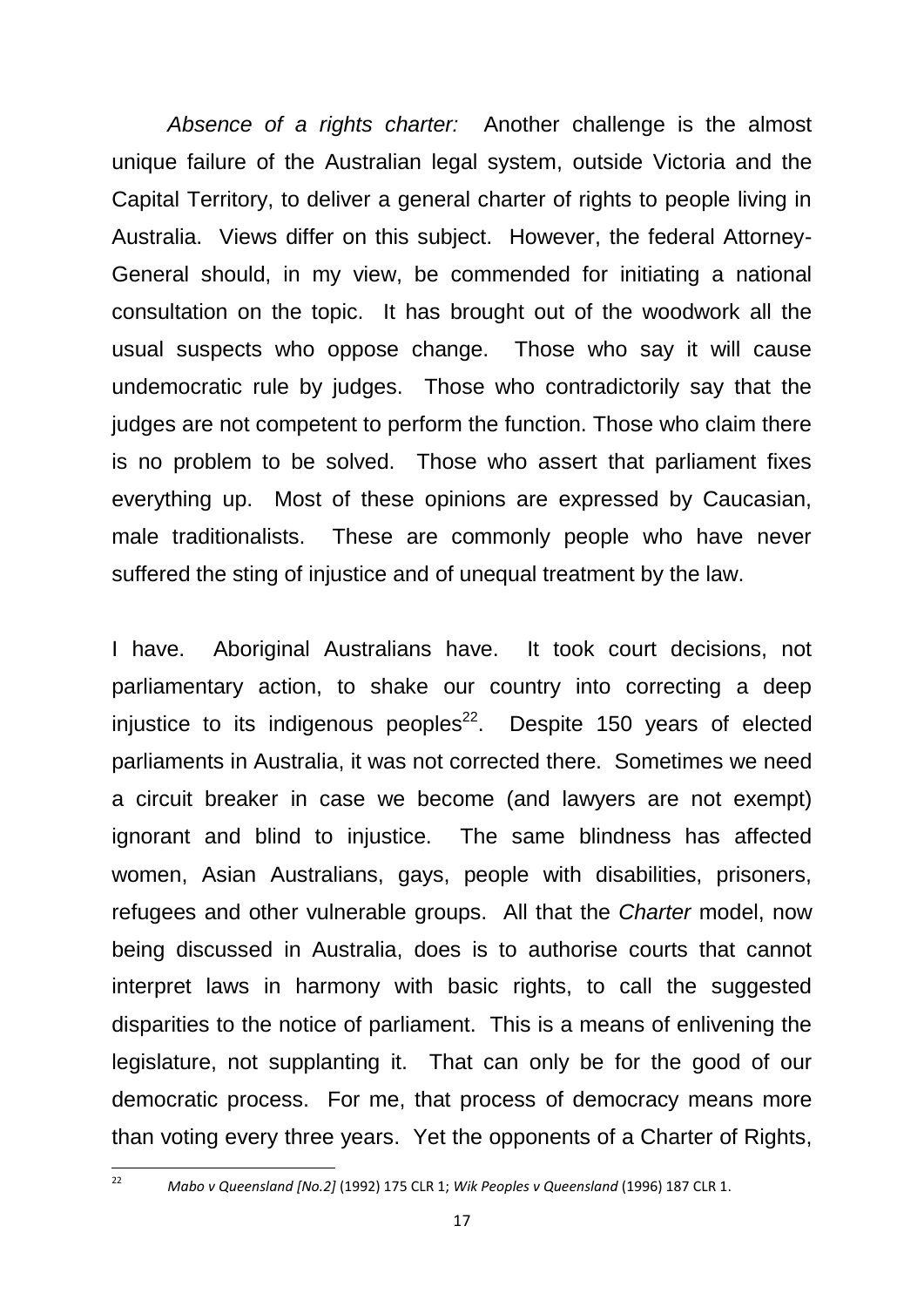*Absence of a rights charter:* Another challenge is the almost unique failure of the Australian legal system, outside Victoria and the Capital Territory, to deliver a general charter of rights to people living in Australia. Views differ on this subject. However, the federal Attorney-General should, in my view, be commended for initiating a national consultation on the topic. It has brought out of the woodwork all the usual suspects who oppose change. Those who say it will cause undemocratic rule by judges. Those who contradictorily say that the judges are not competent to perform the function. Those who claim there is no problem to be solved. Those who assert that parliament fixes everything up. Most of these opinions are expressed by Caucasian, male traditionalists. These are commonly people who have never suffered the sting of injustice and of unequal treatment by the law.

I have. Aboriginal Australians have. It took court decisions, not parliamentary action, to shake our country into correcting a deep injustice to its indigenous peoples[22]. Despite 150 years of elected parliaments in Australia, it was not corrected there. Sometimes we need a circuit breaker in case we become (and lawyers are not exempt) ignorant and blind to injustice. The same blindness has affected women, Asian Australians, gays, people with disabilities, prisoners, refugees and other vulnerable groups. All that the *Charter* model, now being discussed in Australia, does is to authorise courts that cannot interpret laws in harmony with basic rights, to call the suggested disparities to the notice of parliament. This is a means of enlivening the legislature, not supplanting it. That can only be for the good of our democratic process. For me, that process of democracy means more than voting every three years. Yet the opponents of a Charter of Rights,

---

[22] *Mabo v Queensland [No.2]* (1992) 175 CLR 1; *Wik Peoples v Queensland* (1996) 187 CLR 1.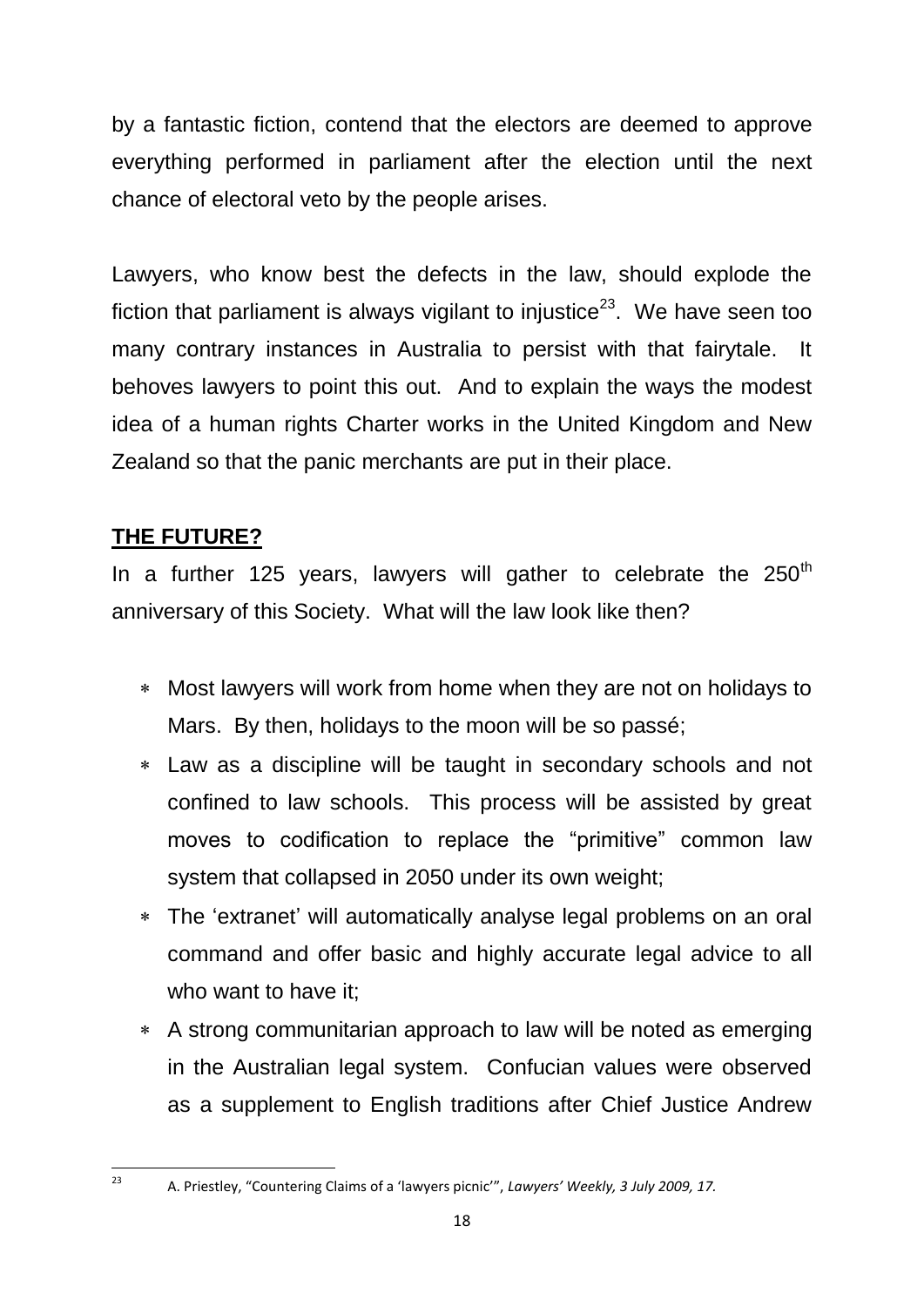by a fantastic fiction, contend that the electors are deemed to approve everything performed in parliament after the election until the next chance of electoral veto by the people arises.

Lawyers, who know best the defects in the law, should explode the fiction that parliament is always vigilant to injustice[23]. We have seen too many contrary instances in Australia to persist with that fairytale. It behoves lawyers to point this out. And to explain the ways the modest idea of a human rights Charter works in the United Kingdom and New Zealand so that the panic merchants are put in their place.

## THE FUTURE?

In a further 125 years, lawyers will gather to celebrate the 250th anniversary of this Society. What will the law look like then?

- Most lawyers will work from home when they are not on holidays to Mars. By then, holidays to the moon will be so passé;
- Law as a discipline will be taught in secondary schools and not confined to law schools. This process will be assisted by great moves to codification to replace the "primitive" common law system that collapsed in 2050 under its own weight;
- The 'extranet' will automatically analyse legal problems on an oral command and offer basic and highly accurate legal advice to all who want to have it;
- A strong communitarian approach to law will be noted as emerging in the Australian legal system. Confucian values were observed as a supplement to English traditions after Chief Justice Andrew

---

[23] A. Priestley, "Countering Claims of a 'lawyers picnic'", *Lawyers' Weekly, 3 July 2009, 17.*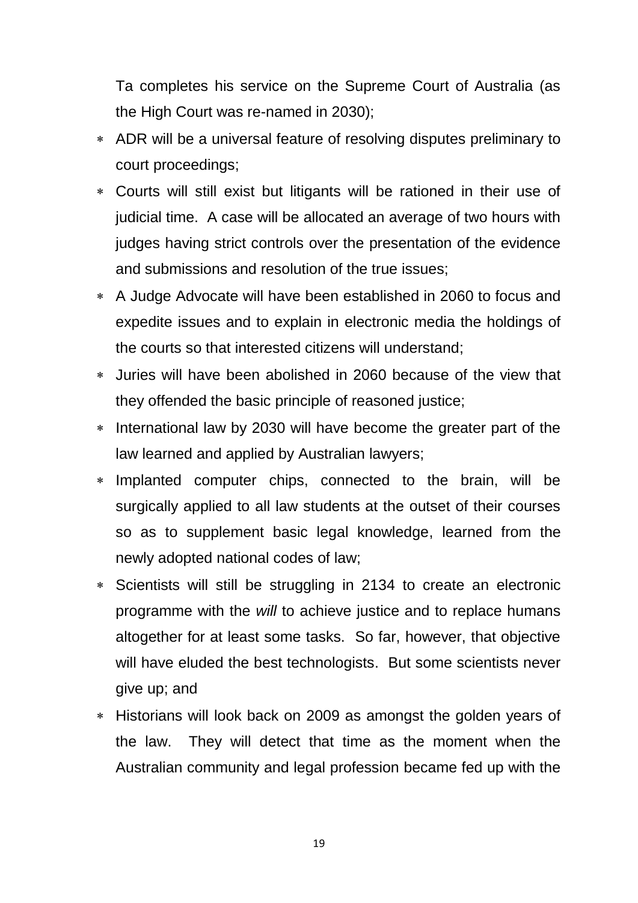Ta completes his service on the Supreme Court of Australia (as the High Court was re-named in 2030);

* ADR will be a universal feature of resolving disputes preliminary to court proceedings;
* Courts will still exist but litigants will be rationed in their use of judicial time. A case will be allocated an average of two hours with judges having strict controls over the presentation of the evidence and submissions and resolution of the true issues;
* A Judge Advocate will have been established in 2060 to focus and expedite issues and to explain in electronic media the holdings of the courts so that interested citizens will understand;
* Juries will have been abolished in 2060 because of the view that they offended the basic principle of reasoned justice;
* International law by 2030 will have become the greater part of the law learned and applied by Australian lawyers;
* Implanted computer chips, connected to the brain, will be surgically applied to all law students at the outset of their courses so as to supplement basic legal knowledge, learned from the newly adopted national codes of law;
* Scientists will still be struggling in 2134 to create an electronic programme with the *will* to achieve justice and to replace humans altogether for at least some tasks. So far, however, that objective will have eluded the best technologists. But some scientists never give up; and
* Historians will look back on 2009 as amongst the golden years of the law. They will detect that time as the moment when the Australian community and legal profession became fed up with the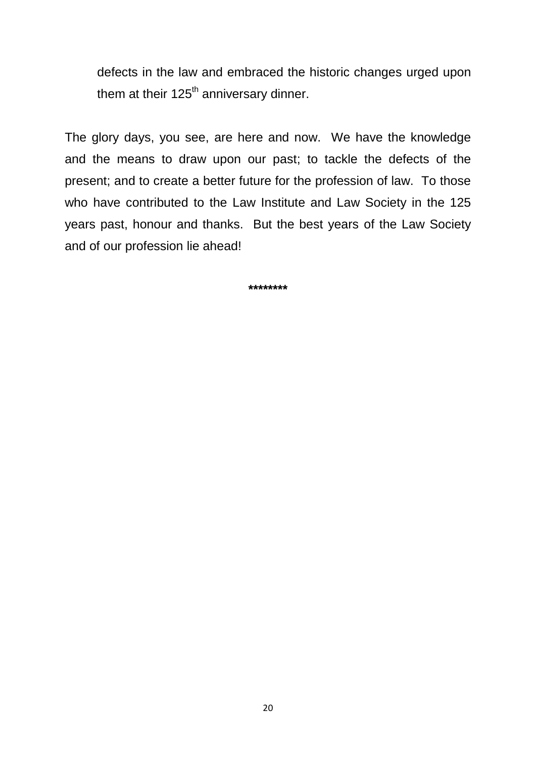defects in the law and embraced the historic changes urged upon them at their 125th anniversary dinner.

The glory days, you see, are here and now.  We have the knowledge and the means to draw upon our past; to tackle the defects of the present; and to create a better future for the profession of law.  To those who have contributed to the Law Institute and Law Society in the 125 years past, honour and thanks.  But the best years of the Law Society and of our profession lie ahead!

**********